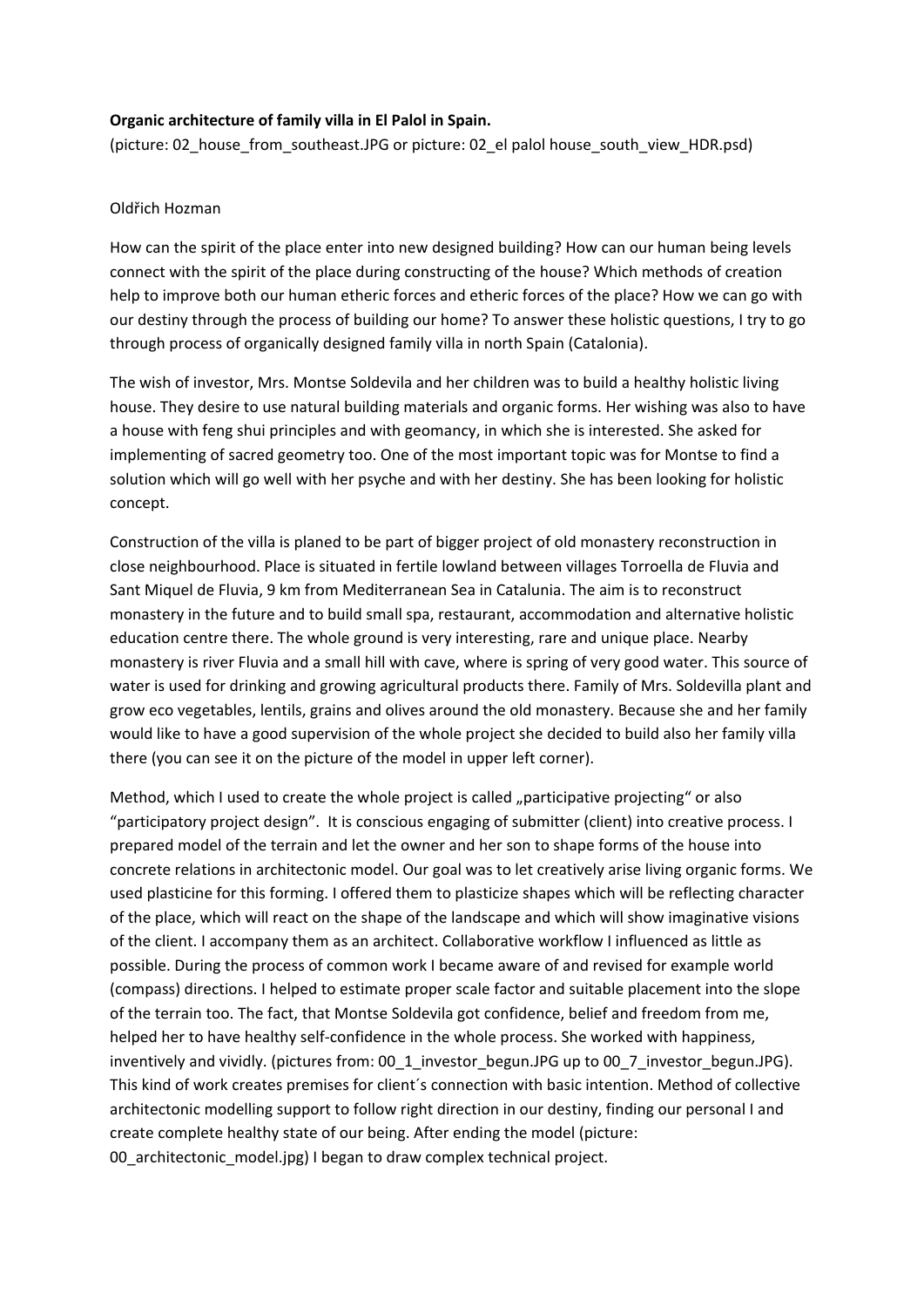**Organic architecture of family villa in El Palol in Spain.**

(picture: 02_house_from_southeast.JPG or picture: 02_el palol house_south_view_HDR.psd)

Oldřich Hozman

How can the spirit of the place enter into new designed building? How can our human being levels connect with the spirit of the place during constructing of the house? Which methods of creation help to improve both our human etheric forces and etheric forces of the place? How we can go with our destiny through the process of building our home? To answer these holistic questions, I try to go through process of organically designed family villa in north Spain (Catalonia).

The wish of investor, Mrs. Montse Soldevila and her children was to build a healthy holistic living house. They desire to use natural building materials and organic forms. Her wishing was also to have a house with feng shui principles and with geomancy, in which she is interested. She asked for implementing of sacred geometry too. One of the most important topic was for Montse to find a solution which will go well with her psyche and with her destiny. She has been looking for holistic concept.

Construction of the villa is planed to be part of bigger project of old monastery reconstruction in close neighbourhood. Place is situated in fertile lowland between villages Torroella de Fluvia and Sant Miquel de Fluvia, 9 km from Mediterranean Sea in Catalunia. The aim is to reconstruct monastery in the future and to build small spa, restaurant, accommodation and alternative holistic education centre there. The whole ground is very interesting, rare and unique place. Nearby monastery is river Fluvia and a small hill with cave, where is spring of very good water. This source of water is used for drinking and growing agricultural products there. Family of Mrs. Soldevilla plant and grow eco vegetables, lentils, grains and olives around the old monastery. Because she and her family would like to have a good supervision of the whole project she decided to build also her family villa there (you can see it on the picture of the model in upper left corner).

Method, which I used to create the whole project is called „participative projecting" or also "participatory project design". It is conscious engaging of submitter (client) into creative process. I prepared model of the terrain and let the owner and her son to shape forms of the house into concrete relations in architectonic model. Our goal was to let creatively arise living organic forms. We used plasticine for this forming. I offered them to plasticize shapes which will be reflecting character of the place, which will react on the shape of the landscape and which will show imaginative visions of the client. I accompany them as an architect. Collaborative workflow I influenced as little as possible. During the process of common work I became aware of and revised for example world (compass) directions. I helped to estimate proper scale factor and suitable placement into the slope of the terrain too. The fact, that Montse Soldevila got confidence, belief and freedom from me, helped her to have healthy self-confidence in the whole process. She worked with happiness, inventively and vividly. (pictures from: 00_1_investor_begun.JPG up to 00_7_investor_begun.JPG). This kind of work creates premises for client´s connection with basic intention. Method of collective architectonic modelling support to follow right direction in our destiny, finding our personal I and create complete healthy state of our being. After ending the model (picture: 00_architectonic_model.jpg) I began to draw complex technical project.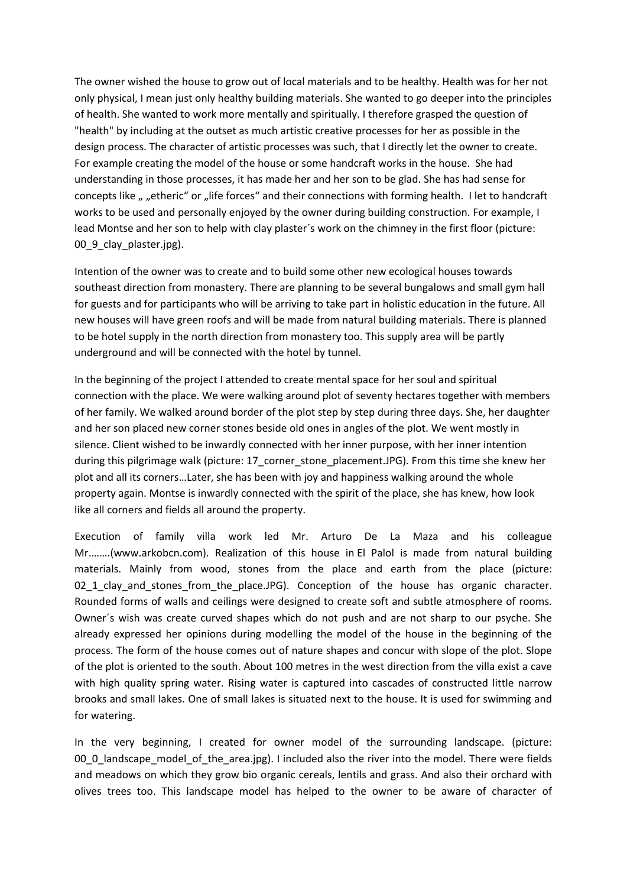The owner wished the house to grow out of local materials and to be healthy. Health was for her not only physical, I mean just only healthy building materials. She wanted to go deeper into the principles of health. She wanted to work more mentally and spiritually. I therefore grasped the question of "health" by including at the outset as much artistic creative processes for her as possible in the design process. The character of artistic processes was such, that I directly let the owner to create. For example creating the model of the house or some handcraft works in the house. She had understanding in those processes, it has made her and her son to be glad. She has had sense for concepts like „ „etheric“ or „life forces“ and their connections with forming health. I let to handcraft works to be used and personally enjoyed by the owner during building construction. For example, I lead Montse and her son to help with clay plaster´s work on the chimney in the first floor (picture: 00_9_clay_plaster.jpg).

Intention of the owner was to create and to build some other new ecological houses towards southeast direction from monastery. There are planning to be several bungalows and small gym hall for guests and for participants who will be arriving to take part in holistic education in the future. All new houses will have green roofs and will be made from natural building materials. There is planned to be hotel supply in the north direction from monastery too. This supply area will be partly underground and will be connected with the hotel by tunnel.

In the beginning of the project I attended to create mental space for her soul and spiritual connection with the place. We were walking around plot of seventy hectares together with members of her family. We walked around border of the plot step by step during three days. She, her daughter and her son placed new corner stones beside old ones in angles of the plot. We went mostly in silence. Client wished to be inwardly connected with her inner purpose, with her inner intention during this pilgrimage walk (picture: 17_corner_stone_placement.JPG). From this time she knew her plot and all its corners…Later, she has been with joy and happiness walking around the whole property again. Montse is inwardly connected with the spirit of the place, she has knew, how look like all corners and fields all around the property.

Execution of family villa work led Mr. Arturo De La Maza and his colleague Mr……..(www.arkobcn.com). Realization of this house in El Palol is made from natural building materials. Mainly from wood, stones from the place and earth from the place (picture: 02_1_clay_and_stones_from_the_place.JPG). Conception of the house has organic character. Rounded forms of walls and ceilings were designed to create soft and subtle atmosphere of rooms. Owner´s wish was create curved shapes which do not push and are not sharp to our psyche. She already expressed her opinions during modelling the model of the house in the beginning of the process. The form of the house comes out of nature shapes and concur with slope of the plot. Slope of the plot is oriented to the south. About 100 metres in the west direction from the villa exist a cave with high quality spring water. Rising water is captured into cascades of constructed little narrow brooks and small lakes. One of small lakes is situated next to the house. It is used for swimming and for watering.

In the very beginning, I created for owner model of the surrounding landscape. (picture: 00_0_landscape_model_of_the_area.jpg). I included also the river into the model. There were fields and meadows on which they grow bio organic cereals, lentils and grass. And also their orchard with olives trees too. This landscape model has helped to the owner to be aware of character of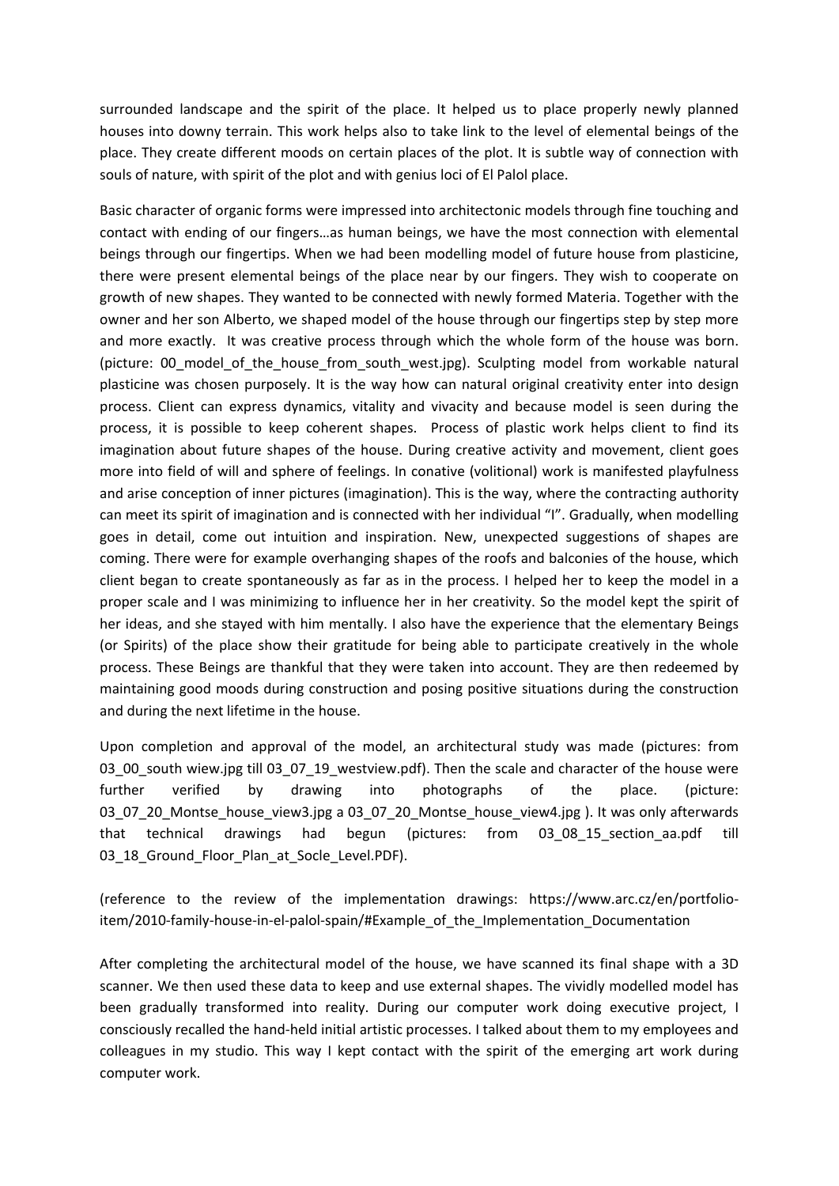surrounded landscape and the spirit of the place. It helped us to place properly newly planned houses into downy terrain. This work helps also to take link to the level of elemental beings of the place. They create different moods on certain places of the plot. It is subtle way of connection with souls of nature, with spirit of the plot and with genius loci of El Palol place.

Basic character of organic forms were impressed into architectonic models through fine touching and contact with ending of our fingers…as human beings, we have the most connection with elemental beings through our fingertips. When we had been modelling model of future house from plasticine, there were present elemental beings of the place near by our fingers. They wish to cooperate on growth of new shapes. They wanted to be connected with newly formed Materia. Together with the owner and her son Alberto, we shaped model of the house through our fingertips step by step more and more exactly. It was creative process through which the whole form of the house was born. (picture: 00_model_of_the_house_from_south_west.jpg). Sculpting model from workable natural plasticine was chosen purposely. It is the way how can natural original creativity enter into design process. Client can express dynamics, vitality and vivacity and because model is seen during the process, it is possible to keep coherent shapes. Process of plastic work helps client to find its imagination about future shapes of the house. During creative activity and movement, client goes more into field of will and sphere of feelings. In conative (volitional) work is manifested playfulness and arise conception of inner pictures (imagination). This is the way, where the contracting authority can meet its spirit of imagination and is connected with her individual "I". Gradually, when modelling goes in detail, come out intuition and inspiration. New, unexpected suggestions of shapes are coming. There were for example overhanging shapes of the roofs and balconies of the house, which client began to create spontaneously as far as in the process. I helped her to keep the model in a proper scale and I was minimizing to influence her in her creativity. So the model kept the spirit of her ideas, and she stayed with him mentally. I also have the experience that the elementary Beings (or Spirits) of the place show their gratitude for being able to participate creatively in the whole process. These Beings are thankful that they were taken into account. They are then redeemed by maintaining good moods during construction and posing positive situations during the construction and during the next lifetime in the house.

Upon completion and approval of the model, an architectural study was made (pictures: from 03_00_south wiew.jpg till 03_07_19_westview.pdf). Then the scale and character of the house were further verified by drawing into photographs of the place. (picture: 03_07_20_Montse_house_view3.jpg a 03_07_20_Montse_house_view4.jpg ). It was only afterwards that technical drawings had begun (pictures: from 03_08_15_section_aa.pdf till 03_18_Ground_Floor_Plan_at_Socle_Level.PDF).

(reference to the review of the implementation drawings: https://www.arc.cz/en/portfolio-item/2010-family-house-in-el-palol-spain/#Example_of_the_Implementation_Documentation

After completing the architectural model of the house, we have scanned its final shape with a 3D scanner. We then used these data to keep and use external shapes. The vividly modelled model has been gradually transformed into reality. During our computer work doing executive project, I consciously recalled the hand-held initial artistic processes. I talked about them to my employees and colleagues in my studio. This way I kept contact with the spirit of the emerging art work during computer work.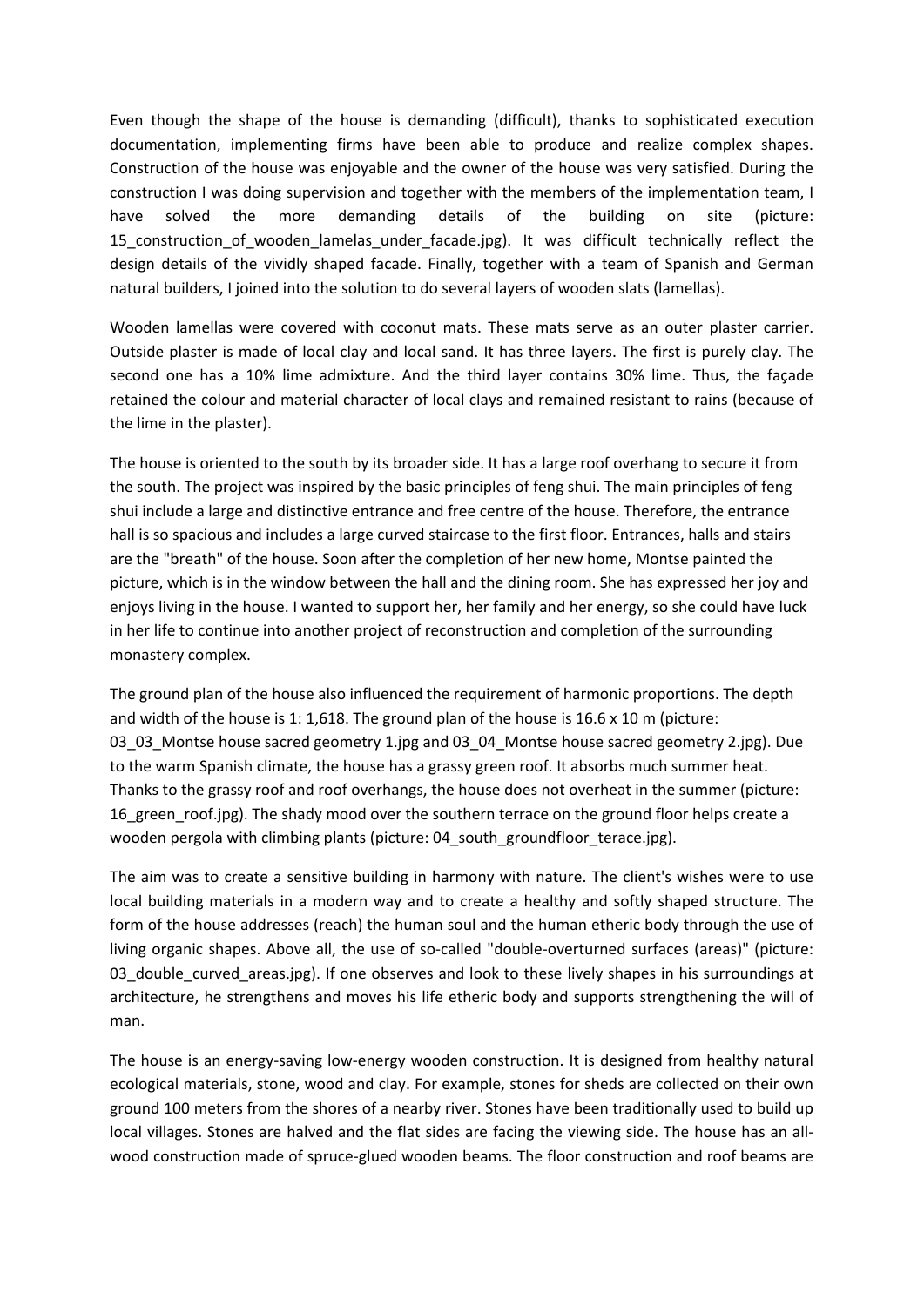Even though the shape of the house is demanding (difficult), thanks to sophisticated execution documentation, implementing firms have been able to produce and realize complex shapes. Construction of the house was enjoyable and the owner of the house was very satisfied. During the construction I was doing supervision and together with the members of the implementation team, I have solved the more demanding details of the building on site (picture: 15_construction_of_wooden_lamelas_under_facade.jpg). It was difficult technically reflect the design details of the vividly shaped facade. Finally, together with a team of Spanish and German natural builders, I joined into the solution to do several layers of wooden slats (lamellas).

Wooden lamellas were covered with coconut mats. These mats serve as an outer plaster carrier. Outside plaster is made of local clay and local sand. It has three layers. The first is purely clay. The second one has a 10% lime admixture. And the third layer contains 30% lime. Thus, the façade retained the colour and material character of local clays and remained resistant to rains (because of the lime in the plaster).

The house is oriented to the south by its broader side. It has a large roof overhang to secure it from the south. The project was inspired by the basic principles of feng shui. The main principles of feng shui include a large and distinctive entrance and free centre of the house. Therefore, the entrance hall is so spacious and includes a large curved staircase to the first floor. Entrances, halls and stairs are the "breath" of the house. Soon after the completion of her new home, Montse painted the picture, which is in the window between the hall and the dining room. She has expressed her joy and enjoys living in the house. I wanted to support her, her family and her energy, so she could have luck in her life to continue into another project of reconstruction and completion of the surrounding monastery complex.

The ground plan of the house also influenced the requirement of harmonic proportions. The depth and width of the house is 1: 1,618. The ground plan of the house is 16.6 x 10 m (picture: 03_03_Montse house sacred geometry 1.jpg and 03_04_Montse house sacred geometry 2.jpg). Due to the warm Spanish climate, the house has a grassy green roof. It absorbs much summer heat. Thanks to the grassy roof and roof overhangs, the house does not overheat in the summer (picture: 16_green_roof.jpg). The shady mood over the southern terrace on the ground floor helps create a wooden pergola with climbing plants (picture: 04_south_groundfloor_terace.jpg).

The aim was to create a sensitive building in harmony with nature. The client's wishes were to use local building materials in a modern way and to create a healthy and softly shaped structure. The form of the house addresses (reach) the human soul and the human etheric body through the use of living organic shapes. Above all, the use of so-called "double-overturned surfaces (areas)" (picture: 03_double_curved_areas.jpg). If one observes and look to these lively shapes in his surroundings at architecture, he strengthens and moves his life etheric body and supports strengthening the will of man.

The house is an energy-saving low-energy wooden construction. It is designed from healthy natural ecological materials, stone, wood and clay. For example, stones for sheds are collected on their own ground 100 meters from the shores of a nearby river. Stones have been traditionally used to build up local villages. Stones are halved and the flat sides are facing the viewing side. The house has an all-wood construction made of spruce-glued wooden beams. The floor construction and roof beams are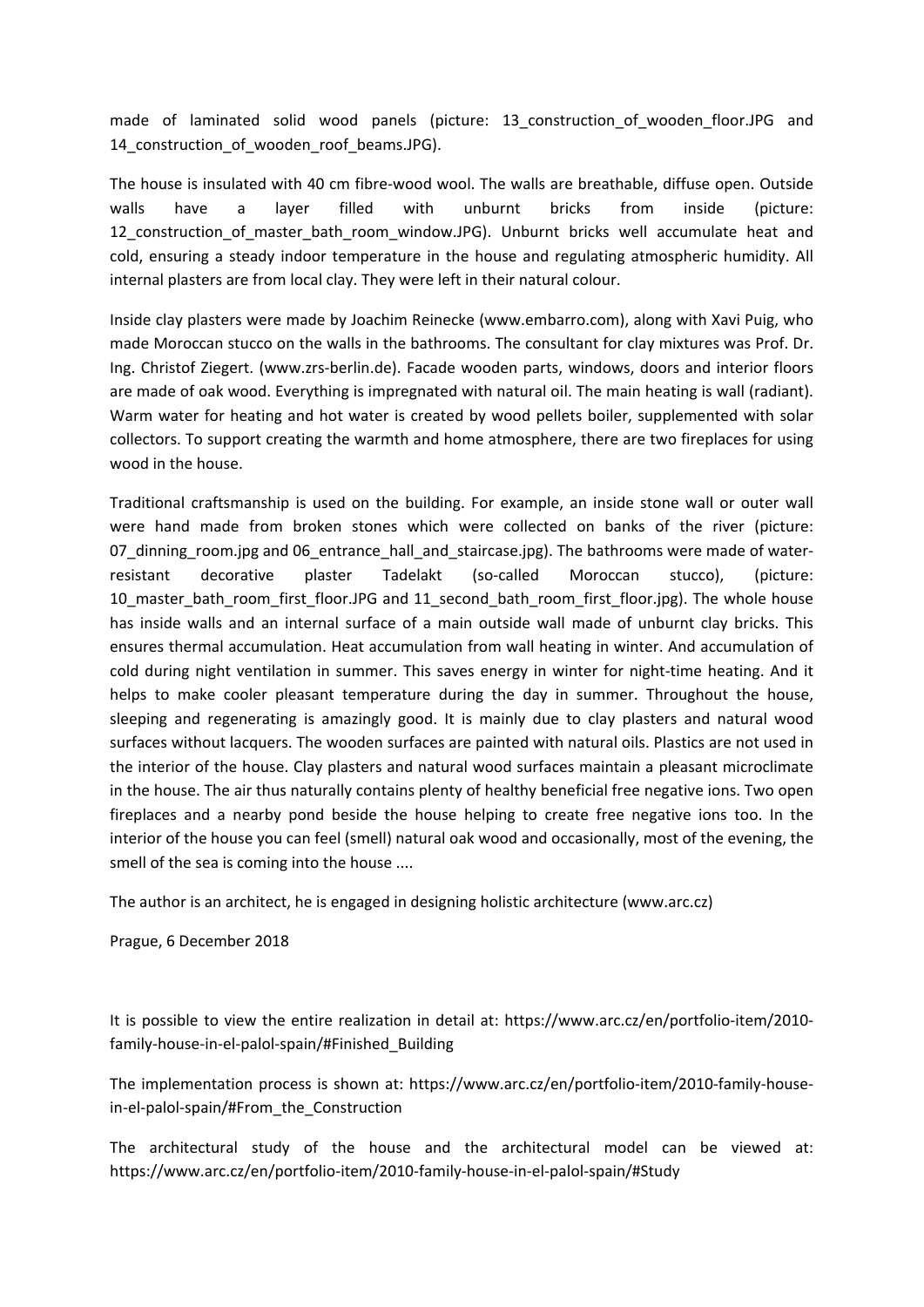made of laminated solid wood panels (picture: 13_construction_of_wooden_floor.JPG and 14_construction_of_wooden_roof_beams.JPG).

The house is insulated with 40 cm fibre-wood wool. The walls are breathable, diffuse open. Outside walls have a layer filled with unburnt bricks from inside (picture: 12_construction_of_master_bath_room_window.JPG). Unburnt bricks well accumulate heat and cold, ensuring a steady indoor temperature in the house and regulating atmospheric humidity. All internal plasters are from local clay. They were left in their natural colour.

Inside clay plasters were made by Joachim Reinecke (www.embarro.com), along with Xavi Puig, who made Moroccan stucco on the walls in the bathrooms. The consultant for clay mixtures was Prof. Dr. Ing. Christof Ziegert. (www.zrs-berlin.de). Facade wooden parts, windows, doors and interior floors are made of oak wood. Everything is impregnated with natural oil. The main heating is wall (radiant). Warm water for heating and hot water is created by wood pellets boiler, supplemented with solar collectors. To support creating the warmth and home atmosphere, there are two fireplaces for using wood in the house.

Traditional craftsmanship is used on the building. For example, an inside stone wall or outer wall were hand made from broken stones which were collected on banks of the river (picture: 07_dinning_room.jpg and 06_entrance_hall_and_staircase.jpg). The bathrooms were made of water-resistant decorative plaster Tadelakt (so-called Moroccan stucco), (picture: 10_master_bath_room_first_floor.JPG and 11_second_bath_room_first_floor.jpg). The whole house has inside walls and an internal surface of a main outside wall made of unburnt clay bricks. This ensures thermal accumulation. Heat accumulation from wall heating in winter. And accumulation of cold during night ventilation in summer. This saves energy in winter for night-time heating. And it helps to make cooler pleasant temperature during the day in summer. Throughout the house, sleeping and regenerating is amazingly good. It is mainly due to clay plasters and natural wood surfaces without lacquers. The wooden surfaces are painted with natural oils. Plastics are not used in the interior of the house. Clay plasters and natural wood surfaces maintain a pleasant microclimate in the house. The air thus naturally contains plenty of healthy beneficial free negative ions. Two open fireplaces and a nearby pond beside the house helping to create free negative ions too. In the interior of the house you can feel (smell) natural oak wood and occasionally, most of the evening, the smell of the sea is coming into the house ....

The author is an architect, he is engaged in designing holistic architecture (www.arc.cz)

Prague, 6 December 2018

It is possible to view the entire realization in detail at: https://www.arc.cz/en/portfolio-item/2010-family-house-in-el-palol-spain/#Finished_Building

The implementation process is shown at: https://www.arc.cz/en/portfolio-item/2010-family-house-in-el-palol-spain/#From_the_Construction

The architectural study of the house and the architectural model can be viewed at: https://www.arc.cz/en/portfolio-item/2010-family-house-in-el-palol-spain/#Study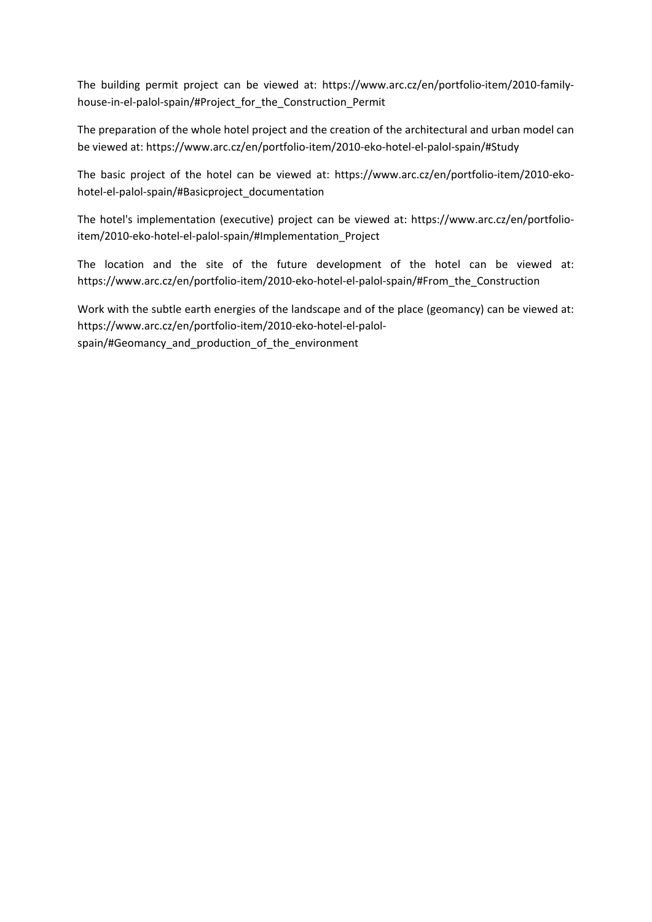The building permit project can be viewed at: https://www.arc.cz/en/portfolio-item/2010-family-house-in-el-palol-spain/#Project_for_the_Construction_Permit

The preparation of the whole hotel project and the creation of the architectural and urban model can be viewed at: https://www.arc.cz/en/portfolio-item/2010-eko-hotel-el-palol-spain/#Study

The basic project of the hotel can be viewed at: https://www.arc.cz/en/portfolio-item/2010-eko-hotel-el-palol-spain/#Basicproject_documentation

The hotel's implementation (executive) project can be viewed at: https://www.arc.cz/en/portfolio-item/2010-eko-hotel-el-palol-spain/#Implementation_Project

The location and the site of the future development of the hotel can be viewed at: https://www.arc.cz/en/portfolio-item/2010-eko-hotel-el-palol-spain/#From_the_Construction

Work with the subtle earth energies of the landscape and of the place (geomancy) can be viewed at: https://www.arc.cz/en/portfolio-item/2010-eko-hotel-el-palol-spain/#Geomancy_and_production_of_the_environment